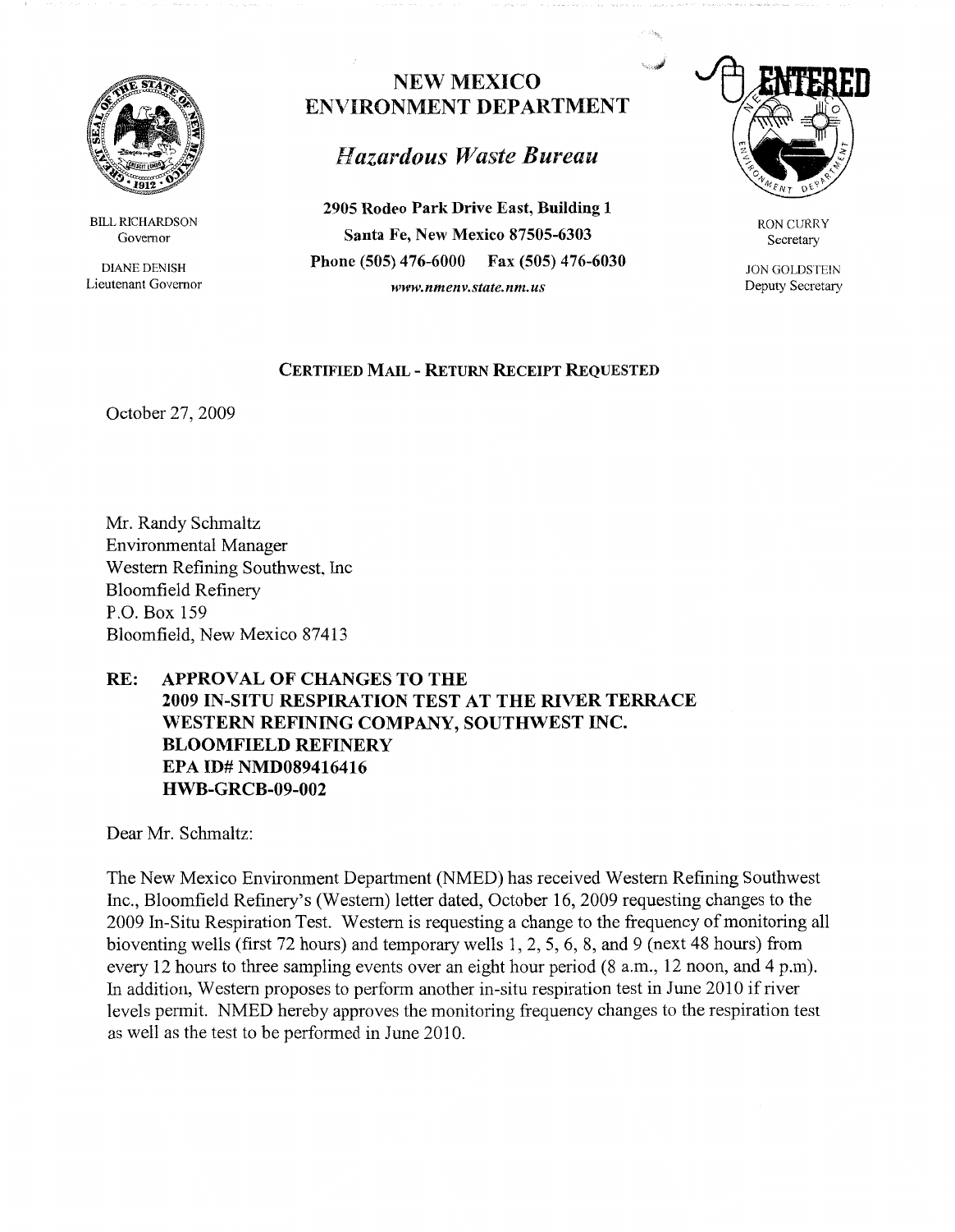# NEW MEXICO ENVIRONMENT DEPARTMENT

## *Hazardous Waste Bureau*

**2905 Rodeo Park Drive East, Building 1**
**Santa Fe, New Mexico 87505-6303**
**Phone (505) 476-6000 Fax (505) 476-6030**
*www.nmenv.state.nm.us*

BILL RICHARDSON
Governor

DIANE DENISH
Lieutenant Governor

RON CURRY
Secretary

JON GOLDSTEIN
Deputy Secretary

ENTERED

**CERTIFIED MAIL - RETURN RECEIPT REQUESTED**

October 27, 2009

Mr. Randy Schmaltz
Environmental Manager
Western Refining Southwest, Inc
Bloomfield Refinery
P.O. Box 159
Bloomfield, New Mexico 87413

**RE: APPROVAL OF CHANGES TO THE 2009 IN-SITU RESPIRATION TEST AT THE RIVER TERRACE WESTERN REFINING COMPANY, SOUTHWEST INC. BLOOMFIELD REFINERY EPA ID# NMD089416416 HWB-GRCB-09-002**

Dear Mr. Schmaltz:

The New Mexico Environment Department (NMED) has received Western Refining Southwest Inc., Bloomfield Refinery's (Western) letter dated, October 16, 2009 requesting changes to the 2009 In-Situ Respiration Test. Western is requesting a change to the frequency of monitoring all bioventing wells (first 72 hours) and temporary wells 1, 2, 5, 6, 8, and 9 (next 48 hours) from every 12 hours to three sampling events over an eight hour period (8 a.m., 12 noon, and 4 p.m). In addition, Western proposes to perform another in-situ respiration test in June 2010 if river levels permit. NMED hereby approves the monitoring frequency changes to the respiration test as well as the test to be performed in June 2010.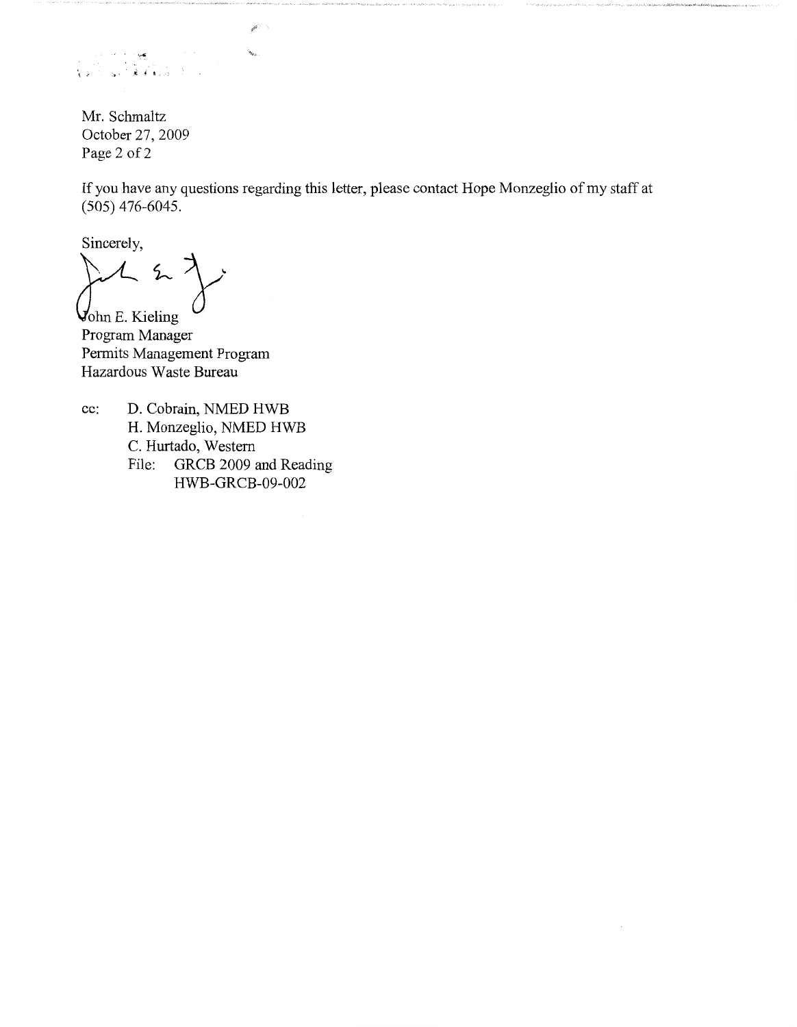If you have any questions regarding this letter, please contact Hope Monzeglio of my staff at (505) 476-6045.

Sincerely,

John E. Kieling
Program Manager
Permits Management Program
Hazardous Waste Bureau

cc: D. Cobrain, NMED HWB
H. Monzeglio, NMED HWB
C. Hurtado, Western
File: GRCB 2009 and Reading
HWB-GRCB-09-002